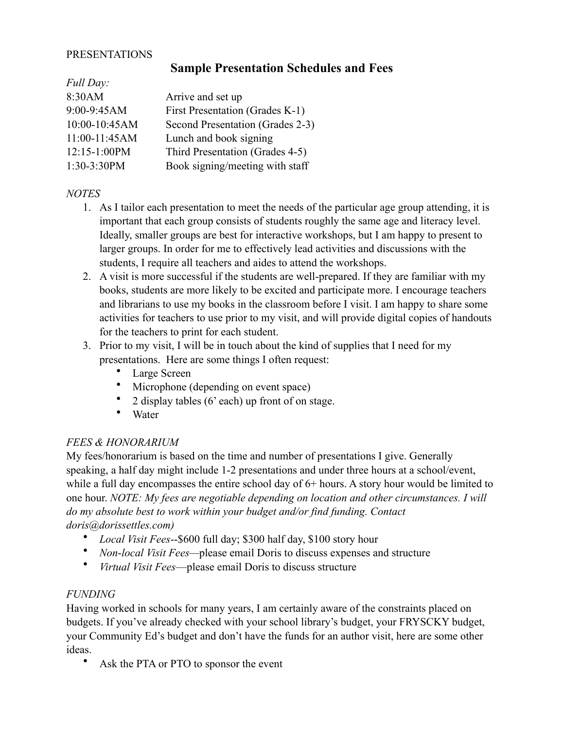PRESENTATIONS

## Sample Presentation Schedules and Fees

*Full Day:*

| | |
|---|---|
| 8:30AM | Arrive and set up |
| 9:00-9:45AM | First Presentation (Grades K-1) |
| 10:00-10:45AM | Second Presentation (Grades 2-3) |
| 11:00-11:45AM | Lunch and book signing |
| 12:15-1:00PM | Third Presentation (Grades 4-5) |
| 1:30-3:30PM | Book signing/meeting with staff |

*NOTES*

1. As I tailor each presentation to meet the needs of the particular age group attending, it is important that each group consists of students roughly the same age and literacy level. Ideally, smaller groups are best for interactive workshops, but I am happy to present to larger groups. In order for me to effectively lead activities and discussions with the students, I require all teachers and aides to attend the workshops.
2. A visit is more successful if the students are well-prepared. If they are familiar with my books, students are more likely to be excited and participate more. I encourage teachers and librarians to use my books in the classroom before I visit. I am happy to share some activities for teachers to use prior to my visit, and will provide digital copies of handouts for the teachers to print for each student.
3. Prior to my visit, I will be in touch about the kind of supplies that I need for my presentations. Here are some things I often request:
   - Large Screen
   - Microphone (depending on event space)
   - 2 display tables (6' each) up front of on stage.
   - Water

*FEES & HONORARIUM*

My fees/honorarium is based on the time and number of presentations I give. Generally speaking, a half day might include 1-2 presentations and under three hours at a school/event, while a full day encompasses the entire school day of 6+ hours. A story hour would be limited to one hour. *NOTE: My fees are negotiable depending on location and other circumstances. I will do my absolute best to work within your budget and/or find funding. Contact doris@dorissettles.com)*

- *Local Visit Fees*--$600 full day; $300 half day, $100 story hour
- *Non-local Visit Fees*—please email Doris to discuss expenses and structure
- *Virtual Visit Fees*—please email Doris to discuss structure

*FUNDING*

Having worked in schools for many years, I am certainly aware of the constraints placed on budgets. If you've already checked with your school library's budget, your FRYSCKY budget, your Community Ed's budget and don't have the funds for an author visit, here are some other ideas.

- Ask the PTA or PTO to sponsor the event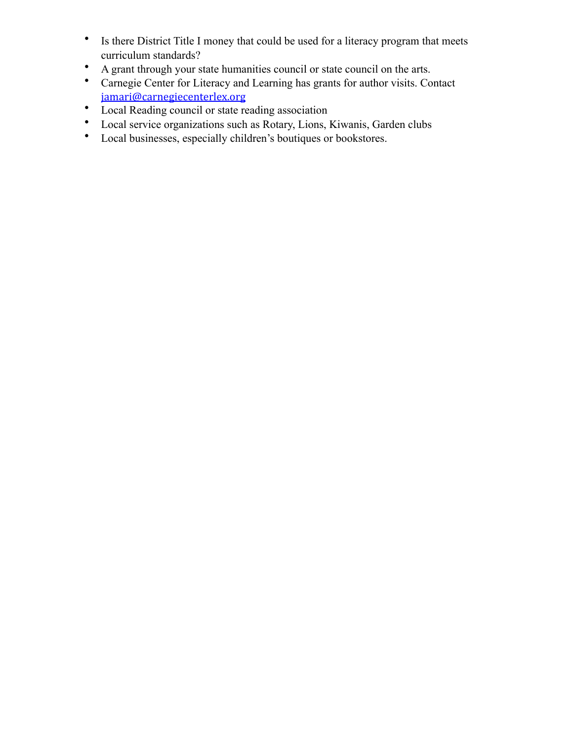- Is there District Title I money that could be used for a literacy program that meets curriculum standards?
- A grant through your state humanities council or state council on the arts.
- Carnegie Center for Literacy and Learning has grants for author visits. Contact jamari@carnegiecenterlex.org
- Local Reading council or state reading association
- Local service organizations such as Rotary, Lions, Kiwanis, Garden clubs
- Local businesses, especially children's boutiques or bookstores.